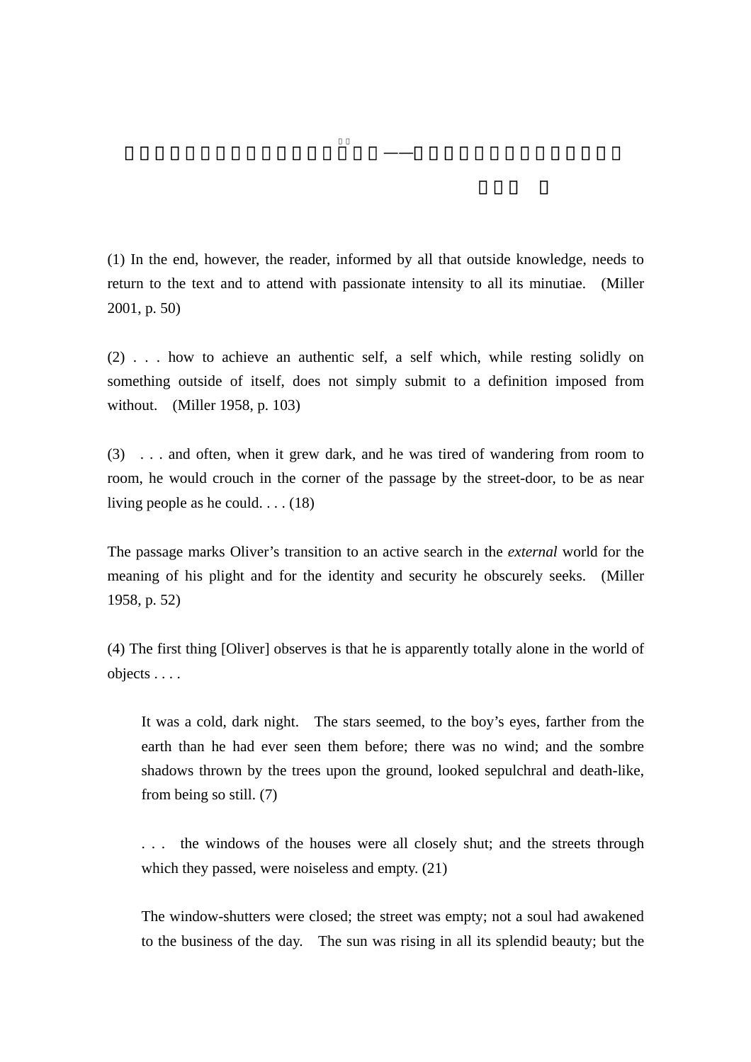(1) In the end, however, the reader, informed by all that outside knowledge, needs to return to the text and to attend with passionate intensity to all its minutiae. (Miller 2001, p. 50)

(2) . . . how to achieve an authentic self, a self which, while resting solidly on something outside of itself, does not simply submit to a definition imposed from without. (Miller 1958, p. 103)

(3) . . . and often, when it grew dark, and he was tired of wandering from room to room, he would crouch in the corner of the passage by the street-door, to be as near living people as he could. . . . (18)

The passage marks Oliver's transition to an active search in the *external* world for the meaning of his plight and for the identity and security he obscurely seeks. (Miller 1958, p. 52)

(4) The first thing [Oliver] observes is that he is apparently totally alone in the world of objects . . . .

> It was a cold, dark night. The stars seemed, to the boy's eyes, farther from the earth than he had ever seen them before; there was no wind; and the sombre shadows thrown by the trees upon the ground, looked sepulchral and death-like, from being so still. (7)
>
> . . . the windows of the houses were all closely shut; and the streets through which they passed, were noiseless and empty. (21)
>
> The window-shutters were closed; the street was empty; not a soul had awakened to the business of the day. The sun was rising in all its splendid beauty; but the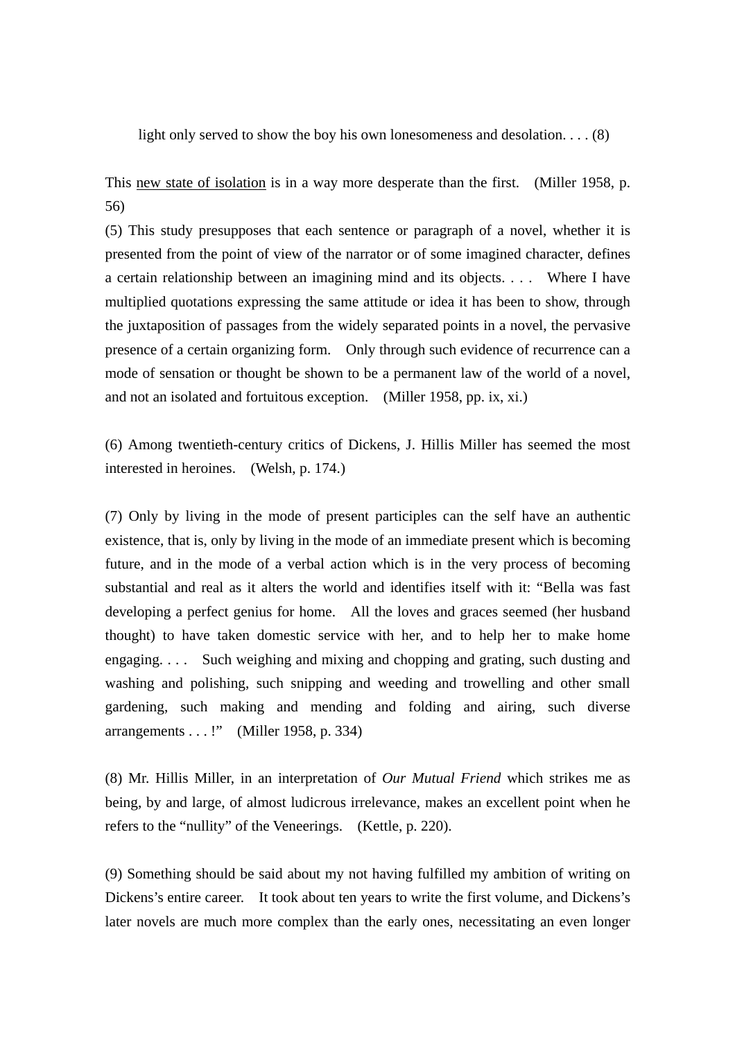light only served to show the boy his own lonesomeness and desolation. . . . (8)

This <u>new state of isolation</u> is in a way more desperate than the first. (Miller 1958, p. 56)

(5) This study presupposes that each sentence or paragraph of a novel, whether it is presented from the point of view of the narrator or of some imagined character, defines a certain relationship between an imagining mind and its objects. . . . Where I have multiplied quotations expressing the same attitude or idea it has been to show, through the juxtaposition of passages from the widely separated points in a novel, the pervasive presence of a certain organizing form. Only through such evidence of recurrence can a mode of sensation or thought be shown to be a permanent law of the world of a novel, and not an isolated and fortuitous exception. (Miller 1958, pp. ix, xi.)

(6) Among twentieth-century critics of Dickens, J. Hillis Miller has seemed the most interested in heroines. (Welsh, p. 174.)

(7) Only by living in the mode of present participles can the self have an authentic existence, that is, only by living in the mode of an immediate present which is becoming future, and in the mode of a verbal action which is in the very process of becoming substantial and real as it alters the world and identifies itself with it: "Bella was fast developing a perfect genius for home. All the loves and graces seemed (her husband thought) to have taken domestic service with her, and to help her to make home engaging. . . . Such weighing and mixing and chopping and grating, such dusting and washing and polishing, such snipping and weeding and trowelling and other small gardening, such making and mending and folding and airing, such diverse arrangements . . . !" (Miller 1958, p. 334)

(8) Mr. Hillis Miller, in an interpretation of *Our Mutual Friend* which strikes me as being, by and large, of almost ludicrous irrelevance, makes an excellent point when he refers to the "nullity" of the Veneerings. (Kettle, p. 220).

(9) Something should be said about my not having fulfilled my ambition of writing on Dickens's entire career. It took about ten years to write the first volume, and Dickens's later novels are much more complex than the early ones, necessitating an even longer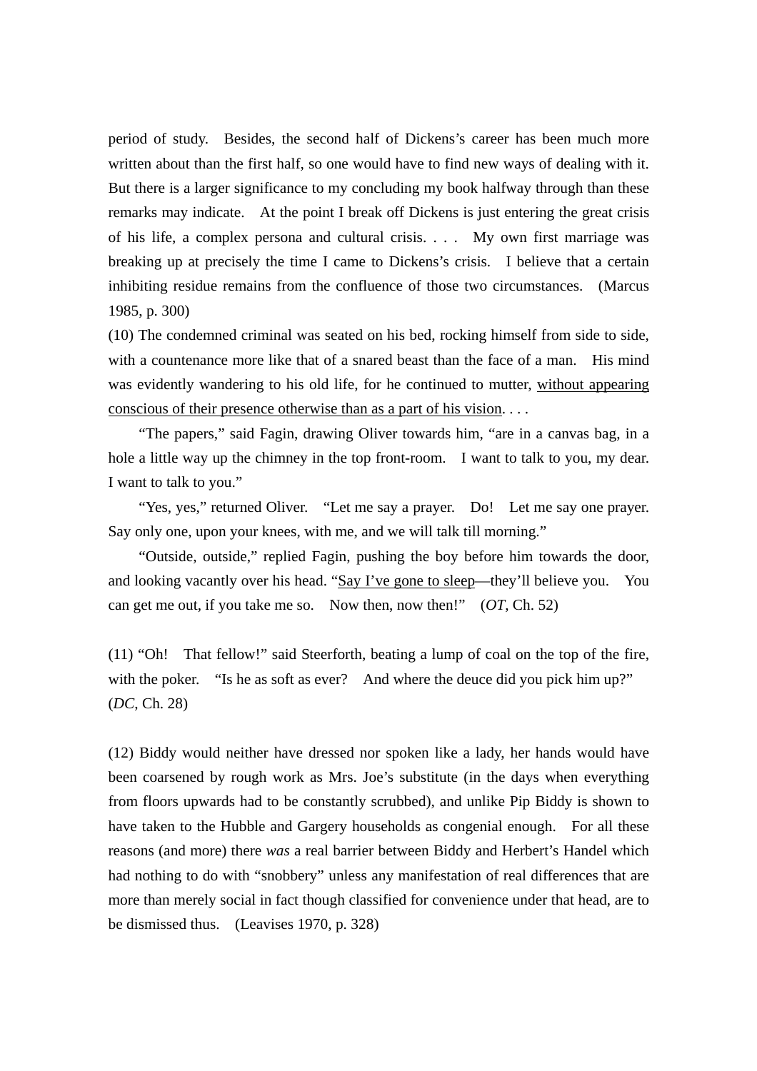period of study. Besides, the second half of Dickens's career has been much more written about than the first half, so one would have to find new ways of dealing with it. But there is a larger significance to my concluding my book halfway through than these remarks may indicate. At the point I break off Dickens is just entering the great crisis of his life, a complex persona and cultural crisis. . . . My own first marriage was breaking up at precisely the time I came to Dickens's crisis. I believe that a certain inhibiting residue remains from the confluence of those two circumstances. (Marcus 1985, p. 300)

(10) The condemned criminal was seated on his bed, rocking himself from side to side, with a countenance more like that of a snared beast than the face of a man. His mind was evidently wandering to his old life, for he continued to mutter, <u>without appearing conscious of their presence otherwise than as a part of his vision</u>. . . .

"The papers," said Fagin, drawing Oliver towards him, "are in a canvas bag, in a hole a little way up the chimney in the top front-room. I want to talk to you, my dear. I want to talk to you."

"Yes, yes," returned Oliver. "Let me say a prayer. Do! Let me say one prayer. Say only one, upon your knees, with me, and we will talk till morning."

"Outside, outside," replied Fagin, pushing the boy before him towards the door, and looking vacantly over his head. "<u>Say I've gone to sleep</u>—they'll believe you. You can get me out, if you take me so. Now then, now then!" (*OT*, Ch. 52)

(11) "Oh! That fellow!" said Steerforth, beating a lump of coal on the top of the fire, with the poker. "Is he as soft as ever? And where the deuce did you pick him up?" (*DC*, Ch. 28)

(12) Biddy would neither have dressed nor spoken like a lady, her hands would have been coarsened by rough work as Mrs. Joe's substitute (in the days when everything from floors upwards had to be constantly scrubbed), and unlike Pip Biddy is shown to have taken to the Hubble and Gargery households as congenial enough. For all these reasons (and more) there *was* a real barrier between Biddy and Herbert's Handel which had nothing to do with "snobbery" unless any manifestation of real differences that are more than merely social in fact though classified for convenience under that head, are to be dismissed thus. (Leavises 1970, p. 328)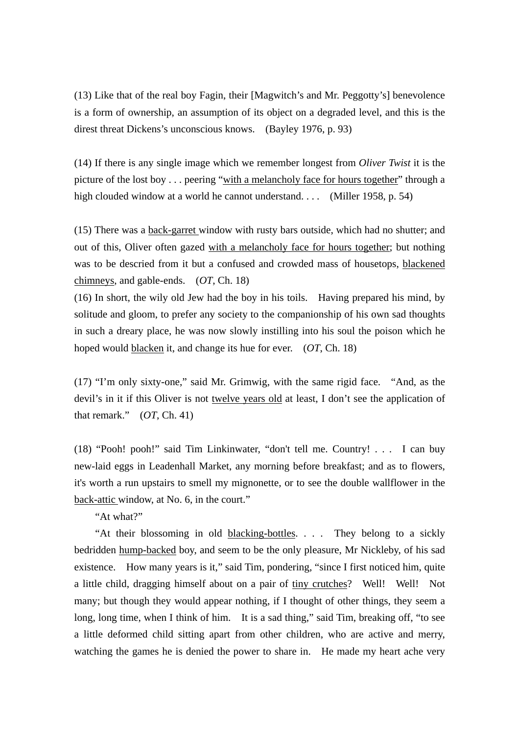(13) Like that of the real boy Fagin, their [Magwitch's and Mr. Peggotty's] benevolence is a form of ownership, an assumption of its object on a degraded level, and this is the direst threat Dickens's unconscious knows.　(Bayley 1976, p. 93)

(14) If there is any single image which we remember longest from *Oliver Twist* it is the picture of the lost boy . . . peering "<u>with a melancholy face for hours together</u>" through a high clouded window at a world he cannot understand. . . .　(Miller 1958, p. 54)

(15) There was a <u>back-garret</u> window with rusty bars outside, which had no shutter; and out of this, Oliver often gazed <u>with a melancholy face for hours together</u>; but nothing was to be descried from it but a confused and crowded mass of housetops, <u>blackened chimneys</u>, and gable-ends.　(*OT*, Ch. 18)

(16) In short, the wily old Jew had the boy in his toils.　Having prepared his mind, by solitude and gloom, to prefer any society to the companionship of his own sad thoughts in such a dreary place, he was now slowly instilling into his soul the poison which he hoped would <u>blacken</u> it, and change its hue for ever.　(*OT*, Ch. 18)

(17) "I'm only sixty-one," said Mr. Grimwig, with the same rigid face.　"And, as the devil's in it if this Oliver is not <u>twelve years old</u> at least, I don't see the application of that remark."　(*OT*, Ch. 41)

(18) "Pooh! pooh!" said Tim Linkinwater, "don't tell me. Country! . . .　I can buy new-laid eggs in Leadenhall Market, any morning before breakfast; and as to flowers, it's worth a run upstairs to smell my mignonette, or to see the double wallflower in the <u>back-attic</u> window, at No. 6, in the court."

"At what?"

"At their blossoming in old <u>blacking-bottles</u>. . . .　They belong to a sickly bedridden <u>hump-backed</u> boy, and seem to be the only pleasure, Mr Nickleby, of his sad existence.　How many years is it," said Tim, pondering, "since I first noticed him, quite a little child, dragging himself about on a pair of <u>tiny crutches</u>?　Well!　Well!　Not many; but though they would appear nothing, if I thought of other things, they seem a long, long time, when I think of him.　It is a sad thing," said Tim, breaking off, "to see a little deformed child sitting apart from other children, who are active and merry, watching the games he is denied the power to share in.　He made my heart ache very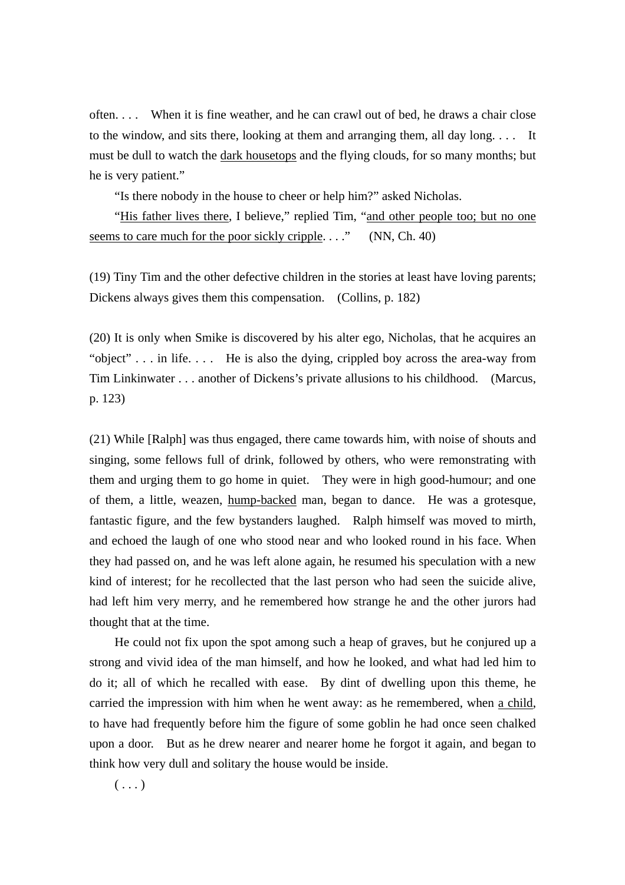often. . . .  When it is fine weather, and he can crawl out of bed, he draws a chair close to the window, and sits there, looking at them and arranging them, all day long. . . .  It must be dull to watch the <u>dark housetops</u> and the flying clouds, for so many months; but he is very patient."

"Is there nobody in the house to cheer or help him?" asked Nicholas.

"<u>His father lives there</u>, I believe," replied Tim, "<u>and other people too; but no one seems to care much for the poor sickly cripple</u>. . . ."  (NN, Ch. 40)

(19) Tiny Tim and the other defective children in the stories at least have loving parents; Dickens always gives them this compensation.  (Collins, p. 182)

(20) It is only when Smike is discovered by his alter ego, Nicholas, that he acquires an "object" . . . in life. . . .  He is also the dying, crippled boy across the area-way from Tim Linkinwater . . . another of Dickens's private allusions to his childhood.  (Marcus, p. 123)

(21) While [Ralph] was thus engaged, there came towards him, with noise of shouts and singing, some fellows full of drink, followed by others, who were remonstrating with them and urging them to go home in quiet.  They were in high good-humour; and one of them, a little, weazen, <u>hump-backed</u> man, began to dance.  He was a grotesque, fantastic figure, and the few bystanders laughed.  Ralph himself was moved to mirth, and echoed the laugh of one who stood near and who looked round in his face. When they had passed on, and he was left alone again, he resumed his speculation with a new kind of interest; for he recollected that the last person who had seen the suicide alive, had left him very merry, and he remembered how strange he and the other jurors had thought that at the time.

He could not fix upon the spot among such a heap of graves, but he conjured up a strong and vivid idea of the man himself, and how he looked, and what had led him to do it; all of which he recalled with ease.  By dint of dwelling upon this theme, he carried the impression with him when he went away: as he remembered, when <u>a child</u>, to have had frequently before him the figure of some goblin he had once seen chalked upon a door.  But as he drew nearer and nearer home he forgot it again, and began to think how very dull and solitary the house would be inside.

( . . . )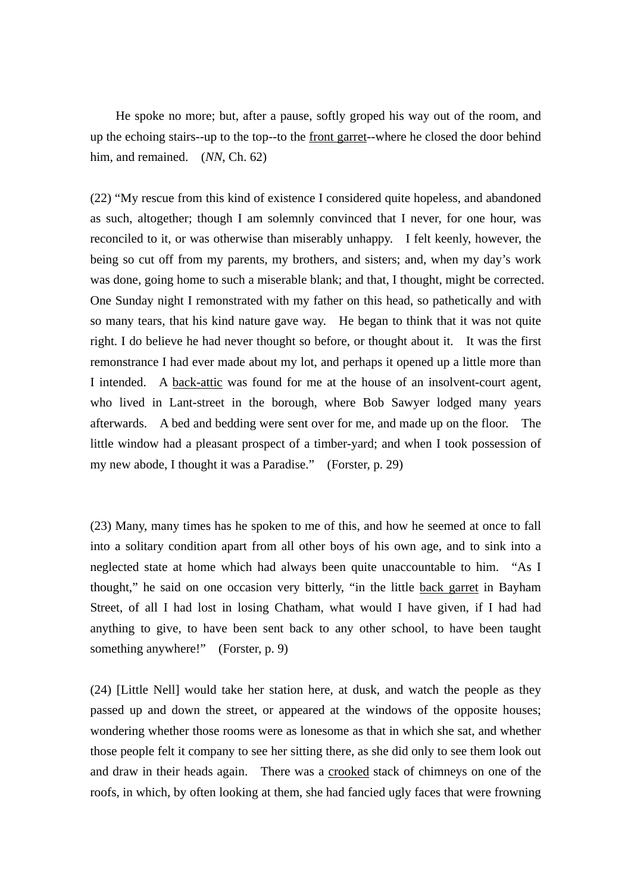He spoke no more; but, after a pause, softly groped his way out of the room, and up the echoing stairs--up to the top--to the <u>front garret</u>--where he closed the door behind him, and remained.　(*NN*, Ch. 62)

(22) “My rescue from this kind of existence I considered quite hopeless, and abandoned as such, altogether; though I am solemnly convinced that I never, for one hour, was reconciled to it, or was otherwise than miserably unhappy.　I felt keenly, however, the being so cut off from my parents, my brothers, and sisters; and, when my day’s work was done, going home to such a miserable blank; and that, I thought, might be corrected. One Sunday night I remonstrated with my father on this head, so pathetically and with so many tears, that his kind nature gave way.　He began to think that it was not quite right. I do believe he had never thought so before, or thought about it.　It was the first remonstrance I had ever made about my lot, and perhaps it opened up a little more than I intended.　A <u>back-attic</u> was found for me at the house of an insolvent-court agent, who lived in Lant-street in the borough, where Bob Sawyer lodged many years afterwards.　A bed and bedding were sent over for me, and made up on the floor.　The little window had a pleasant prospect of a timber-yard; and when I took possession of my new abode, I thought it was a Paradise.”　(Forster, p. 29)

(23) Many, many times has he spoken to me of this, and how he seemed at once to fall into a solitary condition apart from all other boys of his own age, and to sink into a neglected state at home which had always been quite unaccountable to him.　“As I thought,” he said on one occasion very bitterly, “in the little <u>back garret</u> in Bayham Street, of all I had lost in losing Chatham, what would I have given, if I had had anything to give, to have been sent back to any other school, to have been taught something anywhere!”　(Forster, p. 9)

(24) [Little Nell] would take her station here, at dusk, and watch the people as they passed up and down the street, or appeared at the windows of the opposite houses; wondering whether those rooms were as lonesome as that in which she sat, and whether those people felt it company to see her sitting there, as she did only to see them look out and draw in their heads again.　There was a <u>crooked</u> stack of chimneys on one of the roofs, in which, by often looking at them, she had fancied ugly faces that were frowning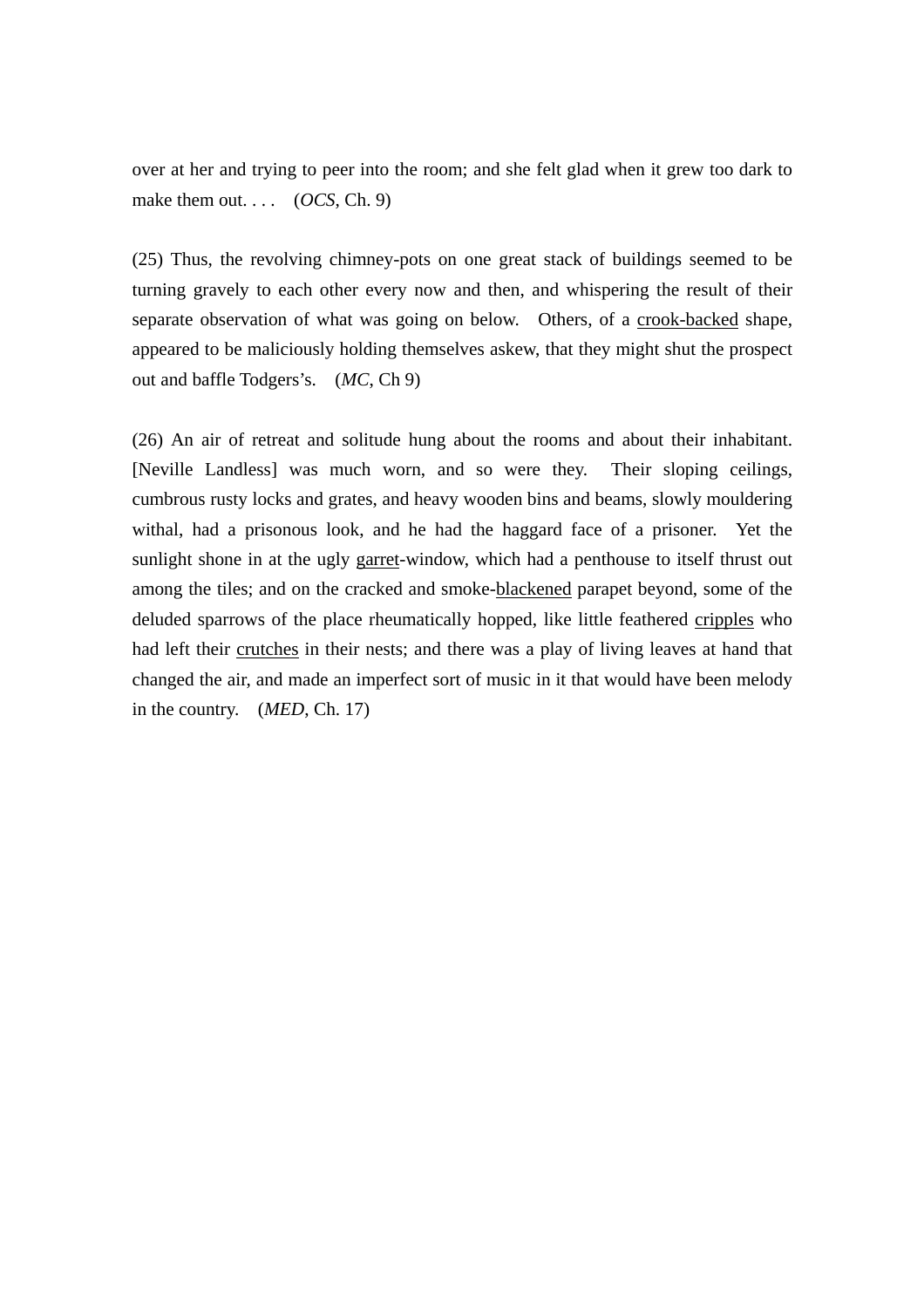over at her and trying to peer into the room; and she felt glad when it grew too dark to make them out. . . .   (*OCS*, Ch. 9)

(25) Thus, the revolving chimney-pots on one great stack of buildings seemed to be turning gravely to each other every now and then, and whispering the result of their separate observation of what was going on below.  Others, of a <u>crook-backed</u> shape, appeared to be maliciously holding themselves askew, that they might shut the prospect out and baffle Todgers's.   (*MC*, Ch 9)

(26) An air of retreat and solitude hung about the rooms and about their inhabitant. [Neville Landless] was much worn, and so were they.  Their sloping ceilings, cumbrous rusty locks and grates, and heavy wooden bins and beams, slowly mouldering withal, had a prisonous look, and he had the haggard face of a prisoner.  Yet the sunlight shone in at the ugly <u>garret</u>-window, which had a penthouse to itself thrust out among the tiles; and on the cracked and smoke-<u>blackened</u> parapet beyond, some of the deluded sparrows of the place rheumatically hopped, like little feathered <u>cripples</u> who had left their <u>crutches</u> in their nests; and there was a play of living leaves at hand that changed the air, and made an imperfect sort of music in it that would have been melody in the country.   (*MED*, Ch. 17)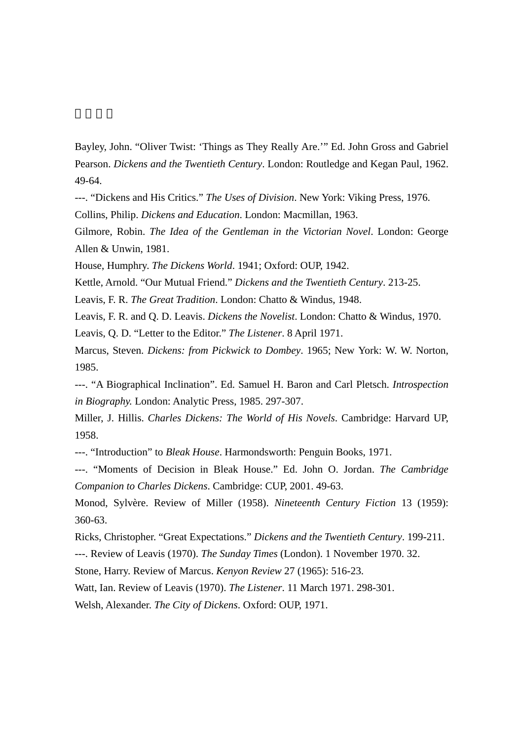## □ □ □ □

Bayley, John. “Oliver Twist: ‘Things as They Really Are.’” Ed. John Gross and Gabriel Pearson. *Dickens and the Twentieth Century*. London: Routledge and Kegan Paul, 1962. 49-64.

---. “Dickens and His Critics.” *The Uses of Division*. New York: Viking Press, 1976.

Collins, Philip. *Dickens and Education*. London: Macmillan, 1963.

Gilmore, Robin. *The Idea of the Gentleman in the Victorian Novel*. London: George Allen & Unwin, 1981.

House, Humphry. *The Dickens World*. 1941; Oxford: OUP, 1942.

Kettle, Arnold. “Our Mutual Friend.” *Dickens and the Twentieth Century*. 213-25.

Leavis, F. R. *The Great Tradition*. London: Chatto & Windus, 1948.

Leavis, F. R. and Q. D. Leavis. *Dickens the Novelist*. London: Chatto & Windus, 1970.

Leavis, Q. D. “Letter to the Editor.” *The Listener*. 8 April 1971.

Marcus, Steven. *Dickens: from Pickwick to Dombey*. 1965; New York: W. W. Norton, 1985.

---. “A Biographical Inclination”. Ed. Samuel H. Baron and Carl Pletsch. *Introspection in Biography.* London: Analytic Press, 1985. 297-307.

Miller, J. Hillis. *Charles Dickens: The World of His Novels*. Cambridge: Harvard UP, 1958.

---. “Introduction” to *Bleak House*. Harmondsworth: Penguin Books, 1971.

---. “Moments of Decision in Bleak House.” Ed. John O. Jordan. *The Cambridge Companion to Charles Dickens*. Cambridge: CUP, 2001. 49-63.

Monod, Sylvère. Review of Miller (1958). *Nineteenth Century Fiction* 13 (1959): 360-63.

Ricks, Christopher. “Great Expectations.” *Dickens and the Twentieth Century*. 199-211.

---. Review of Leavis (1970). *The Sunday Times* (London). 1 November 1970. 32.

Stone, Harry. Review of Marcus. *Kenyon Review* 27 (1965): 516-23.

Watt, Ian. Review of Leavis (1970). *The Listener*. 11 March 1971. 298-301.

Welsh, Alexander. *The City of Dickens*. Oxford: OUP, 1971.